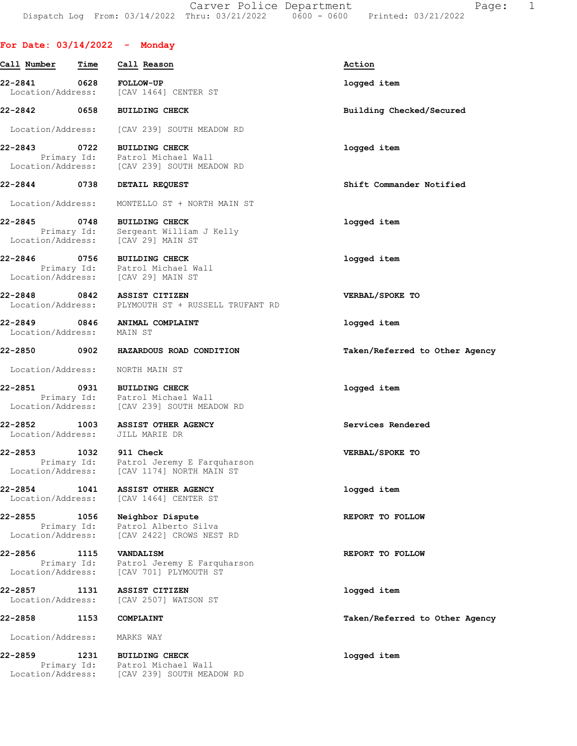Carver Police Department
Dispatch Log From: 03/14/2022 Thru: 03/21/2022 0600 - 0600 Printed: 03/21/2022

## For Date: 03/14/2022 - Monday

| Call Number | Time | Call Reason | Action |
|---|---|---|---|
| 22-2841 | 0628 | FOLLOW-UP<br>Location/Address: [CAV 1464] CENTER ST | logged item |
| 22-2842 | 0658 | BUILDING CHECK<br>Location/Address: [CAV 239] SOUTH MEADOW RD | Building Checked/Secured |
| 22-2843 | 0722 | BUILDING CHECK<br>Primary Id: Patrol Michael Wall<br>Location/Address: [CAV 239] SOUTH MEADOW RD | logged item |
| 22-2844 | 0738 | DETAIL REQUEST<br>Location/Address: MONTELLO ST + NORTH MAIN ST | Shift Commander Notified |
| 22-2845 | 0748 | BUILDING CHECK<br>Primary Id: Sergeant William J Kelly<br>Location/Address: [CAV 29] MAIN ST | logged item |
| 22-2846 | 0756 | BUILDING CHECK<br>Primary Id: Patrol Michael Wall<br>Location/Address: [CAV 29] MAIN ST | logged item |
| 22-2848 | 0842 | ASSIST CITIZEN<br>Location/Address: PLYMOUTH ST + RUSSELL TRUFANT RD | VERBAL/SPOKE TO |
| 22-2849 | 0846 | ANIMAL COMPLAINT<br>Location/Address: MAIN ST | logged item |
| 22-2850 | 0902 | HAZARDOUS ROAD CONDITION<br>Location/Address: NORTH MAIN ST | Taken/Referred to Other Agency |
| 22-2851 | 0931 | BUILDING CHECK<br>Primary Id: Patrol Michael Wall<br>Location/Address: [CAV 239] SOUTH MEADOW RD | logged item |
| 22-2852 | 1003 | ASSIST OTHER AGENCY<br>Location/Address: JILL MARIE DR | Services Rendered |
| 22-2853 | 1032 | 911 Check<br>Primary Id: Patrol Jeremy E Farquharson<br>Location/Address: [CAV 1174] NORTH MAIN ST | VERBAL/SPOKE TO |
| 22-2854 | 1041 | ASSIST OTHER AGENCY<br>Location/Address: [CAV 1464] CENTER ST | logged item |
| 22-2855 | 1056 | Neighbor Dispute<br>Primary Id: Patrol Alberto Silva<br>Location/Address: [CAV 2422] CROWS NEST RD | REPORT TO FOLLOW |
| 22-2856 | 1115 | VANDALISM<br>Primary Id: Patrol Jeremy E Farquharson<br>Location/Address: [CAV 701] PLYMOUTH ST | REPORT TO FOLLOW |
| 22-2857 | 1131 | ASSIST CITIZEN<br>Location/Address: [CAV 2507] WATSON ST | logged item |
| 22-2858 | 1153 | COMPLAINT<br>Location/Address: MARKS WAY | Taken/Referred to Other Agency |
| 22-2859 | 1231 | BUILDING CHECK<br>Primary Id: Patrol Michael Wall<br>Location/Address: [CAV 239] SOUTH MEADOW RD | logged item |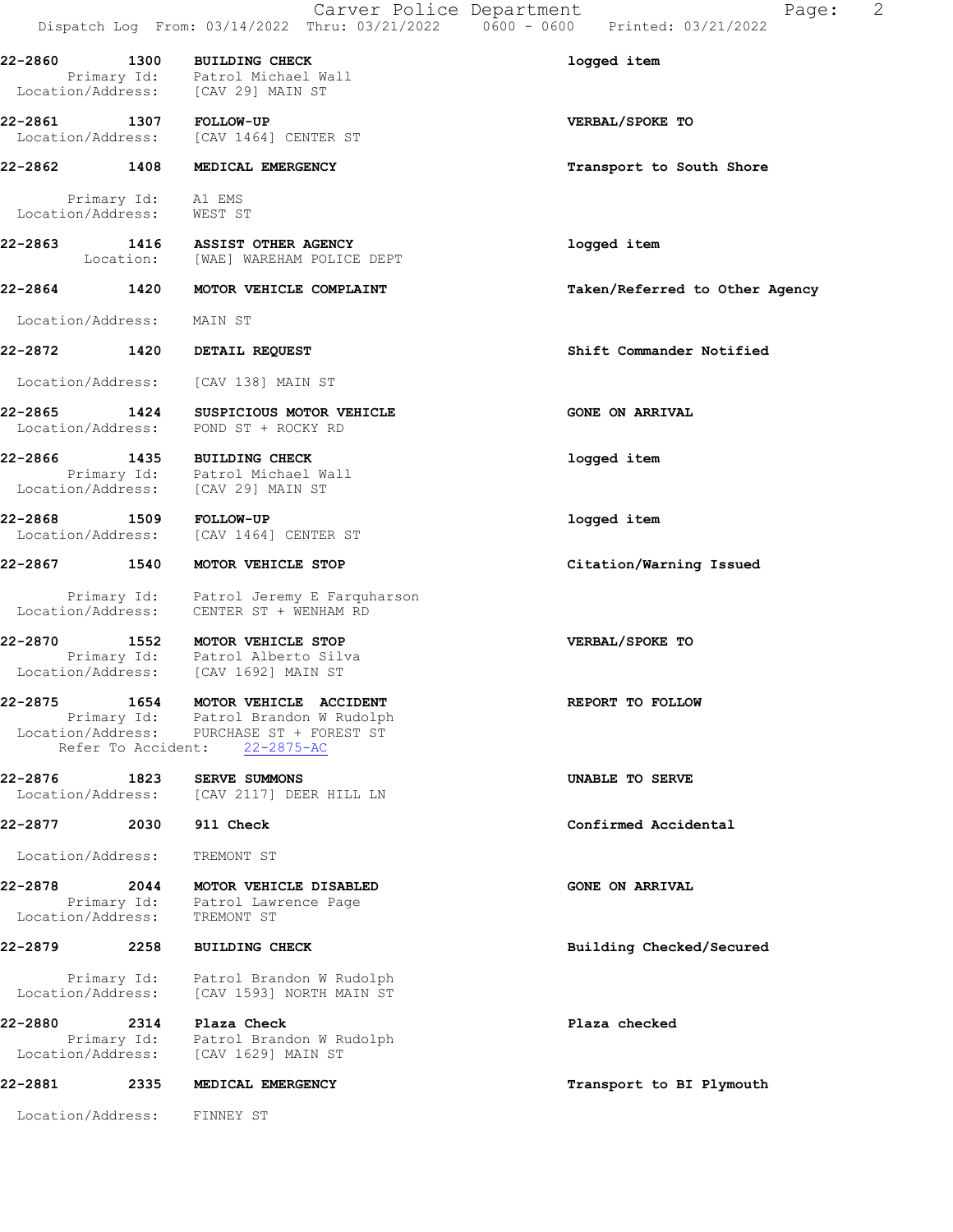Dispatch Log From: 03/14/2022 Thru: 03/21/2022 0600 - 0600

**22-2860 1300 BUILDING CHECK** — logged item
Primary Id: Patrol Michael Wall
Location/Address: [CAV 29] MAIN ST

**22-2861 1307 FOLLOW-UP** — VERBAL/SPOKE TO
Location/Address: [CAV 1464] CENTER ST

**22-2862 1408 MEDICAL EMERGENCY** — Transport to South Shore
Primary Id: A1 EMS
Location/Address: WEST ST

**22-2863 1416 ASSIST OTHER AGENCY** — logged item
Location: [WAE] WAREHAM POLICE DEPT

**22-2864 1420 MOTOR VEHICLE COMPLAINT** — Taken/Referred to Other Agency
Location/Address: MAIN ST

**22-2872 1420 DETAIL REQUEST** — Shift Commander Notified
Location/Address: [CAV 138] MAIN ST

**22-2865 1424 SUSPICIOUS MOTOR VEHICLE** — GONE ON ARRIVAL
Location/Address: POND ST + ROCKY RD

**22-2866 1435 BUILDING CHECK** — logged item
Primary Id: Patrol Michael Wall
Location/Address: [CAV 29] MAIN ST

**22-2868 1509 FOLLOW-UP** — logged item
Location/Address: [CAV 1464] CENTER ST

**22-2867 1540 MOTOR VEHICLE STOP** — Citation/Warning Issued
Primary Id: Patrol Jeremy E Farquharson
Location/Address: CENTER ST + WENHAM RD

**22-2870 1552 MOTOR VEHICLE STOP** — VERBAL/SPOKE TO
Primary Id: Patrol Alberto Silva
Location/Address: [CAV 1692] MAIN ST

**22-2875 1654 MOTOR VEHICLE ACCIDENT** — REPORT TO FOLLOW
Primary Id: Patrol Brandon W Rudolph
Location/Address: PURCHASE ST + FOREST ST
Refer To Accident: 22-2875-AC

**22-2876 1823 SERVE SUMMONS** — UNABLE TO SERVE
Location/Address: [CAV 2117] DEER HILL LN

**22-2877 2030 911 Check** — Confirmed Accidental
Location/Address: TREMONT ST

**22-2878 2044 MOTOR VEHICLE DISABLED** — GONE ON ARRIVAL
Primary Id: Patrol Lawrence Page
Location/Address: TREMONT ST

**22-2879 2258 BUILDING CHECK** — Building Checked/Secured
Primary Id: Patrol Brandon W Rudolph
Location/Address: [CAV 1593] NORTH MAIN ST

**22-2880 2314 Plaza Check** — Plaza checked
Primary Id: Patrol Brandon W Rudolph
Location/Address: [CAV 1629] MAIN ST

**22-2881 2335 MEDICAL EMERGENCY** — Transport to BI Plymouth
Location/Address: FINNEY ST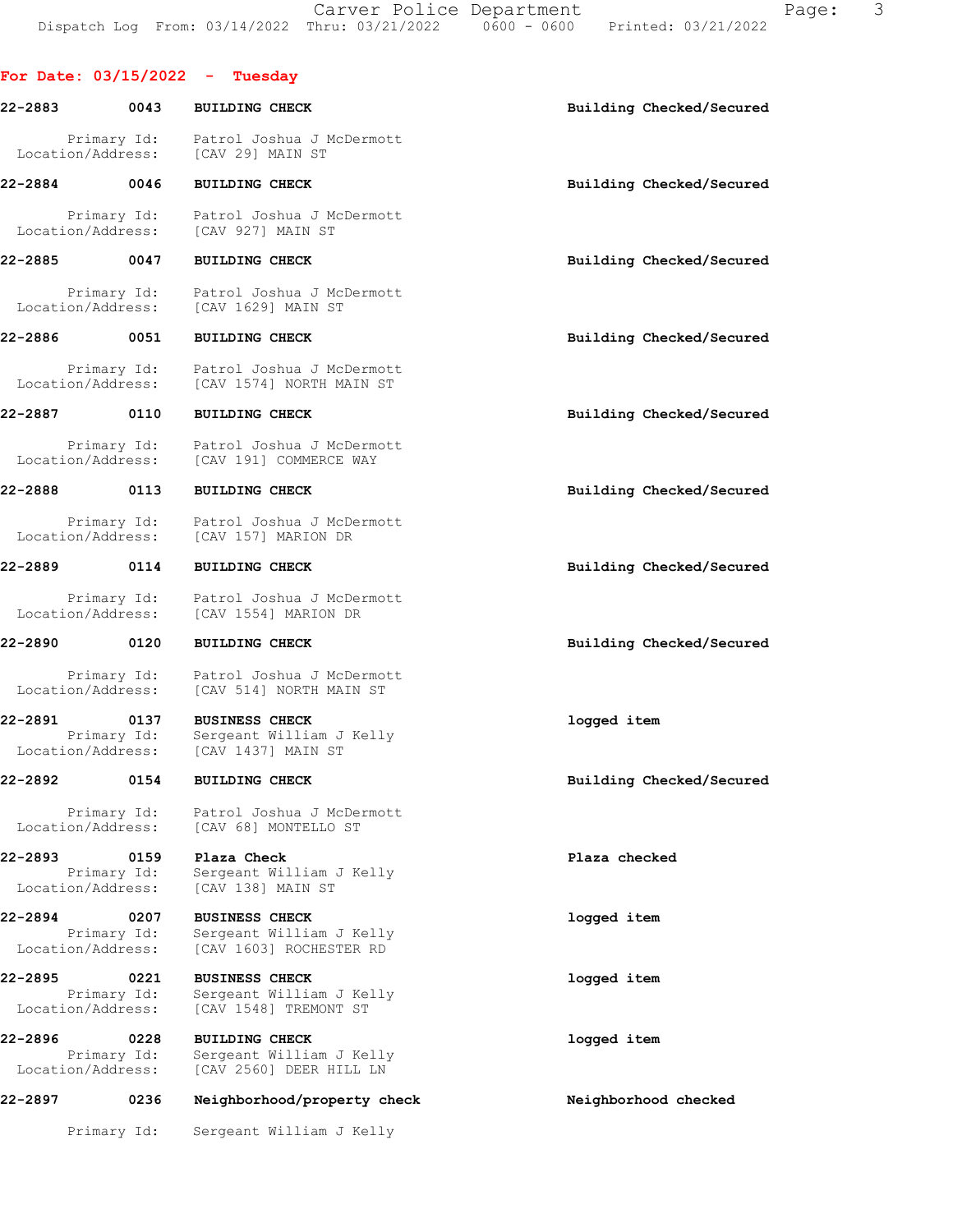## For Date: 03/15/2022 - Tuesday

**22-2883** 0043 **BUILDING CHECK** — Building Checked/Secured
Primary Id: Patrol Joshua J McDermott
Location/Address: [CAV 29] MAIN ST

**22-2884** 0046 **BUILDING CHECK** — Building Checked/Secured
Primary Id: Patrol Joshua J McDermott
Location/Address: [CAV 927] MAIN ST

**22-2885** 0047 **BUILDING CHECK** — Building Checked/Secured
Primary Id: Patrol Joshua J McDermott
Location/Address: [CAV 1629] MAIN ST

**22-2886** 0051 **BUILDING CHECK** — Building Checked/Secured
Primary Id: Patrol Joshua J McDermott
Location/Address: [CAV 1574] NORTH MAIN ST

**22-2887** 0110 **BUILDING CHECK** — Building Checked/Secured
Primary Id: Patrol Joshua J McDermott
Location/Address: [CAV 191] COMMERCE WAY

**22-2888** 0113 **BUILDING CHECK** — Building Checked/Secured
Primary Id: Patrol Joshua J McDermott
Location/Address: [CAV 157] MARION DR

**22-2889** 0114 **BUILDING CHECK** — Building Checked/Secured
Primary Id: Patrol Joshua J McDermott
Location/Address: [CAV 1554] MARION DR

**22-2890** 0120 **BUILDING CHECK** — Building Checked/Secured
Primary Id: Patrol Joshua J McDermott
Location/Address: [CAV 514] NORTH MAIN ST

**22-2891** 0137 **BUSINESS CHECK** — logged item
Primary Id: Sergeant William J Kelly
Location/Address: [CAV 1437] MAIN ST

**22-2892** 0154 **BUILDING CHECK** — Building Checked/Secured
Primary Id: Patrol Joshua J McDermott
Location/Address: [CAV 68] MONTELLO ST

**22-2893** 0159 **Plaza Check** — Plaza checked
Primary Id: Sergeant William J Kelly
Location/Address: [CAV 138] MAIN ST

**22-2894** 0207 **BUSINESS CHECK** — logged item
Primary Id: Sergeant William J Kelly
Location/Address: [CAV 1603] ROCHESTER RD

**22-2895** 0221 **BUSINESS CHECK** — logged item
Primary Id: Sergeant William J Kelly
Location/Address: [CAV 1548] TREMONT ST

**22-2896** 0228 **BUILDING CHECK** — logged item
Primary Id: Sergeant William J Kelly
Location/Address: [CAV 2560] DEER HILL LN

**22-2897** 0236 **Neighborhood/property check** — Neighborhood checked
Primary Id: Sergeant William J Kelly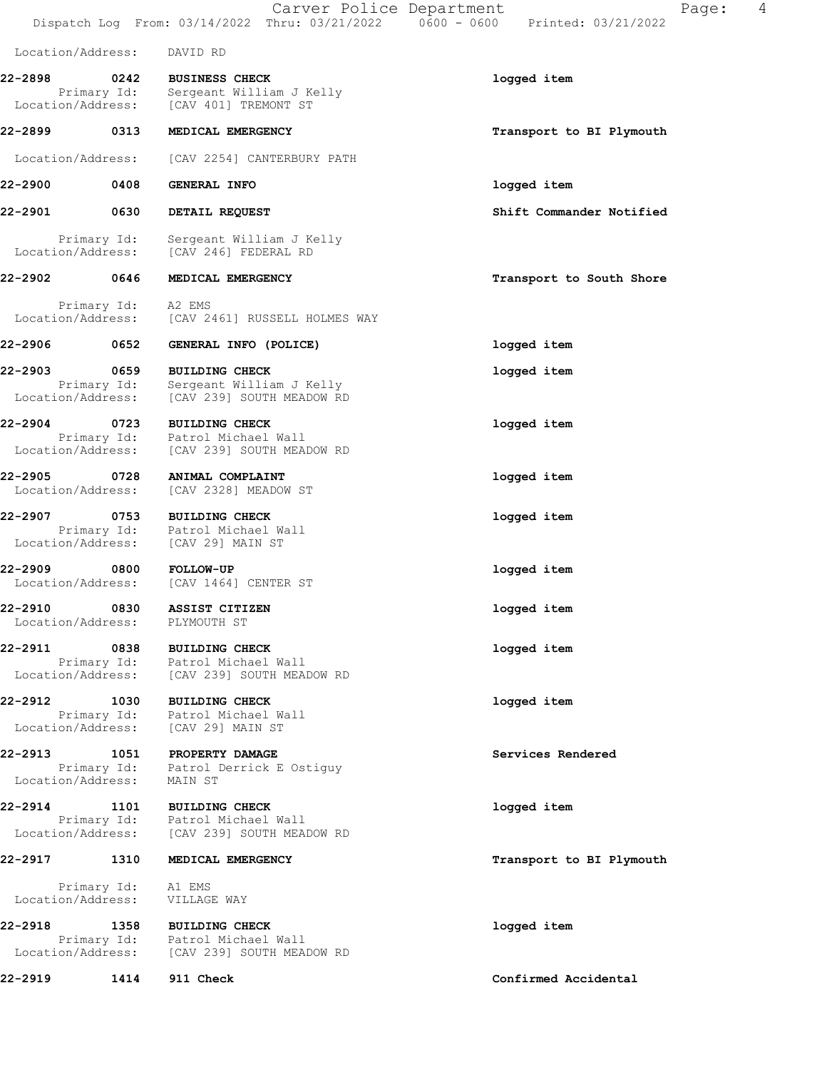Location/Address: DAVID RD

**22-2898 0242 BUSINESS CHECK** logged item
Primary Id: Sergeant William J Kelly
Location/Address: [CAV 401] TREMONT ST

**22-2899 0313 MEDICAL EMERGENCY** Transport to BI Plymouth

Location/Address: [CAV 2254] CANTERBURY PATH

**22-2900 0408 GENERAL INFO** logged item

**22-2901 0630 DETAIL REQUEST** Shift Commander Notified

Primary Id: Sergeant William J Kelly
Location/Address: [CAV 246] FEDERAL RD

**22-2902 0646 MEDICAL EMERGENCY** Transport to South Shore

Primary Id: A2 EMS
Location/Address: [CAV 2461] RUSSELL HOLMES WAY

**22-2906 0652 GENERAL INFO (POLICE)** logged item

**22-2903 0659 BUILDING CHECK** logged item
Primary Id: Sergeant William J Kelly
Location/Address: [CAV 239] SOUTH MEADOW RD

**22-2904 0723 BUILDING CHECK** logged item
Primary Id: Patrol Michael Wall
Location/Address: [CAV 239] SOUTH MEADOW RD

**22-2905 0728 ANIMAL COMPLAINT** logged item
Location/Address: [CAV 2328] MEADOW ST

**22-2907 0753 BUILDING CHECK** logged item
Primary Id: Patrol Michael Wall
Location/Address: [CAV 29] MAIN ST

**22-2909 0800 FOLLOW-UP** logged item
Location/Address: [CAV 1464] CENTER ST

**22-2910 0830 ASSIST CITIZEN** logged item
Location/Address: PLYMOUTH ST

**22-2911 0838 BUILDING CHECK** logged item
Primary Id: Patrol Michael Wall
Location/Address: [CAV 239] SOUTH MEADOW RD

**22-2912 1030 BUILDING CHECK** logged item
Primary Id: Patrol Michael Wall
Location/Address: [CAV 29] MAIN ST

**22-2913 1051 PROPERTY DAMAGE** Services Rendered
Primary Id: Patrol Derrick E Ostiguy
Location/Address: MAIN ST

**22-2914 1101 BUILDING CHECK** logged item
Primary Id: Patrol Michael Wall
Location/Address: [CAV 239] SOUTH MEADOW RD

**22-2917 1310 MEDICAL EMERGENCY** Transport to BI Plymouth

Primary Id: A1 EMS
Location/Address: VILLAGE WAY

**22-2918 1358 BUILDING CHECK** logged item
Primary Id: Patrol Michael Wall
Location/Address: [CAV 239] SOUTH MEADOW RD

**22-2919 1414 911 Check** Confirmed Accidental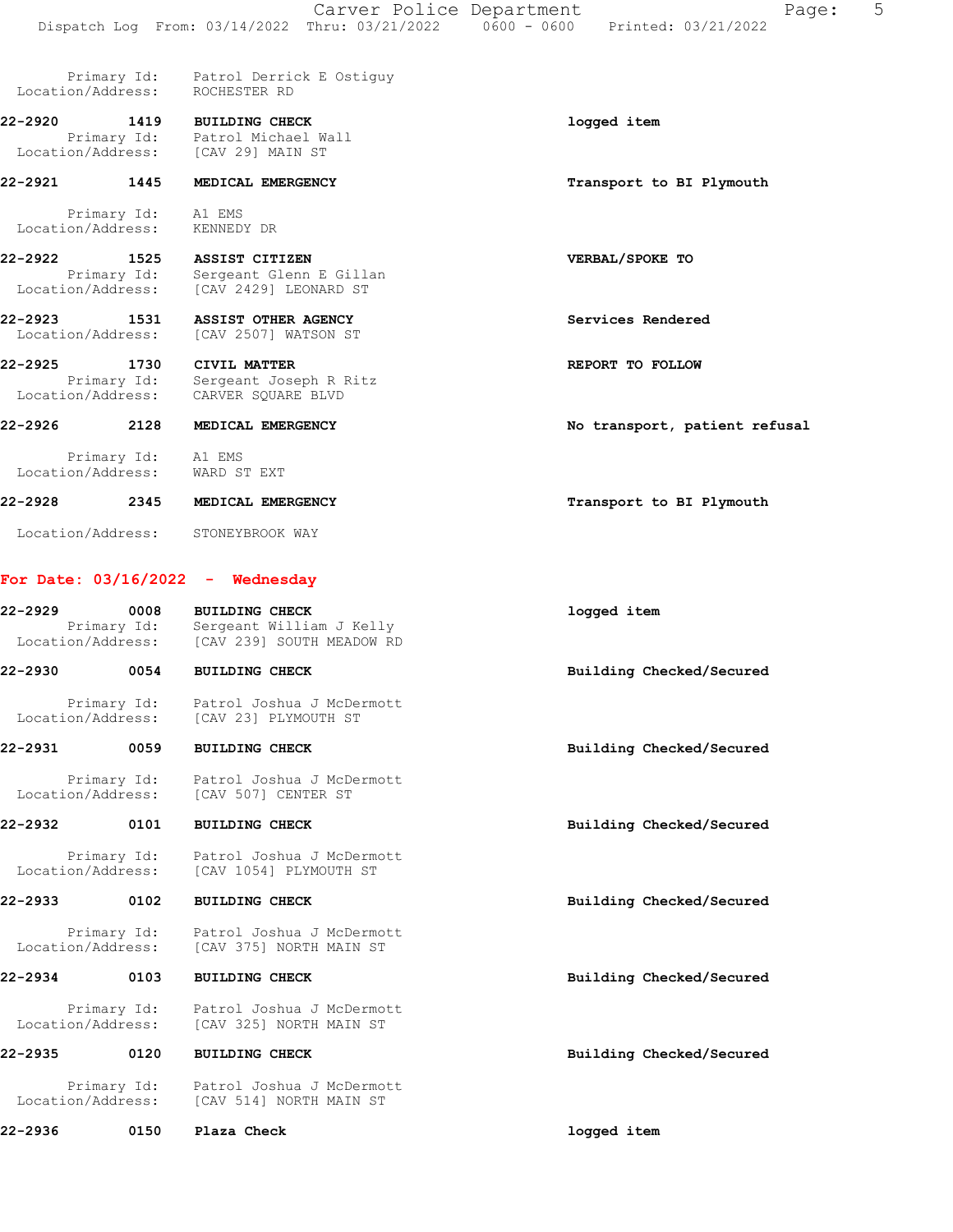Primary Id: Patrol Derrick E Ostiguy
Location/Address: ROCHESTER RD

**22-2920** 1419 **BUILDING CHECK** — **logged item**
Primary Id: Patrol Michael Wall
Location/Address: [CAV 29] MAIN ST

**22-2921** 1445 **MEDICAL EMERGENCY** — **Transport to BI Plymouth**
Primary Id: A1 EMS
Location/Address: KENNEDY DR

**22-2922** 1525 **ASSIST CITIZEN** — **VERBAL/SPOKE TO**
Primary Id: Sergeant Glenn E Gillan
Location/Address: [CAV 2429] LEONARD ST

**22-2923** 1531 **ASSIST OTHER AGENCY** — **Services Rendered**
Location/Address: [CAV 2507] WATSON ST

**22-2925** 1730 **CIVIL MATTER** — **REPORT TO FOLLOW**
Primary Id: Sergeant Joseph R Ritz
Location/Address: CARVER SQUARE BLVD

**22-2926** 2128 **MEDICAL EMERGENCY** — **No transport, patient refusal**
Primary Id: A1 EMS
Location/Address: WARD ST EXT

**22-2928** 2345 **MEDICAL EMERGENCY** — **Transport to BI Plymouth**
Location/Address: STONEYBROOK WAY

## For Date: 03/16/2022 - Wednesday

**22-2929** 0008 **BUILDING CHECK** — **logged item**
Primary Id: Sergeant William J Kelly
Location/Address: [CAV 239] SOUTH MEADOW RD

**22-2930** 0054 **BUILDING CHECK** — **Building Checked/Secured**
Primary Id: Patrol Joshua J McDermott
Location/Address: [CAV 23] PLYMOUTH ST

**22-2931** 0059 **BUILDING CHECK** — **Building Checked/Secured**
Primary Id: Patrol Joshua J McDermott
Location/Address: [CAV 507] CENTER ST

**22-2932** 0101 **BUILDING CHECK** — **Building Checked/Secured**
Primary Id: Patrol Joshua J McDermott
Location/Address: [CAV 1054] PLYMOUTH ST

**22-2933** 0102 **BUILDING CHECK** — **Building Checked/Secured**
Primary Id: Patrol Joshua J McDermott
Location/Address: [CAV 375] NORTH MAIN ST

**22-2934** 0103 **BUILDING CHECK** — **Building Checked/Secured**
Primary Id: Patrol Joshua J McDermott
Location/Address: [CAV 325] NORTH MAIN ST

**22-2935** 0120 **BUILDING CHECK** — **Building Checked/Secured**
Primary Id: Patrol Joshua J McDermott
Location/Address: [CAV 514] NORTH MAIN ST

**22-2936** 0150 **Plaza Check** — **logged item**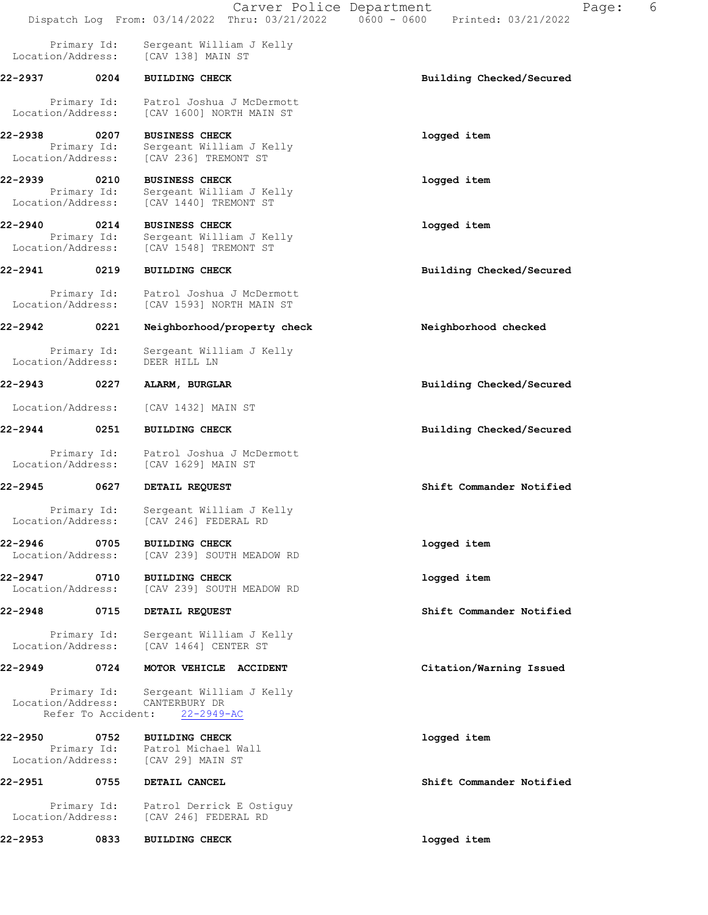Primary Id: Sergeant William J Kelly
Location/Address: [CAV 138] MAIN ST

**22-2937** **0204** **BUILDING CHECK** — **Building Checked/Secured**

Primary Id: Patrol Joshua J McDermott
Location/Address: [CAV 1600] NORTH MAIN ST

**22-2938** **0207** **BUSINESS CHECK** — **logged item**
Primary Id: Sergeant William J Kelly
Location/Address: [CAV 236] TREMONT ST

**22-2939** **0210** **BUSINESS CHECK** — **logged item**
Primary Id: Sergeant William J Kelly
Location/Address: [CAV 1440] TREMONT ST

**22-2940** **0214** **BUSINESS CHECK** — **logged item**
Primary Id: Sergeant William J Kelly
Location/Address: [CAV 1548] TREMONT ST

**22-2941** **0219** **BUILDING CHECK** — **Building Checked/Secured**

Primary Id: Patrol Joshua J McDermott
Location/Address: [CAV 1593] NORTH MAIN ST

**22-2942** **0221** **Neighborhood/property check** — **Neighborhood checked**

Primary Id: Sergeant William J Kelly
Location/Address: DEER HILL LN

**22-2943** **0227** **ALARM, BURGLAR** — **Building Checked/Secured**

Location/Address: [CAV 1432] MAIN ST

**22-2944** **0251** **BUILDING CHECK** — **Building Checked/Secured**

Primary Id: Patrol Joshua J McDermott
Location/Address: [CAV 1629] MAIN ST

**22-2945** **0627** **DETAIL REQUEST** — **Shift Commander Notified**

Primary Id: Sergeant William J Kelly
Location/Address: [CAV 246] FEDERAL RD

**22-2946** **0705** **BUILDING CHECK** — **logged item**
Location/Address: [CAV 239] SOUTH MEADOW RD

**22-2947** **0710** **BUILDING CHECK** — **logged item**
Location/Address: [CAV 239] SOUTH MEADOW RD

**22-2948** **0715** **DETAIL REQUEST** — **Shift Commander Notified**

Primary Id: Sergeant William J Kelly
Location/Address: [CAV 1464] CENTER ST

**22-2949** **0724** **MOTOR VEHICLE ACCIDENT** — **Citation/Warning Issued**

Primary Id: Sergeant William J Kelly
Location/Address: CANTERBURY DR
Refer To Accident: 22-2949-AC

**22-2950** **0752** **BUILDING CHECK** — **logged item**
Primary Id: Patrol Michael Wall
Location/Address: [CAV 29] MAIN ST

**22-2951** **0755** **DETAIL CANCEL** — **Shift Commander Notified**

Primary Id: Patrol Derrick E Ostiguy
Location/Address: [CAV 246] FEDERAL RD

**22-2953** **0833** **BUILDING CHECK** — **logged item**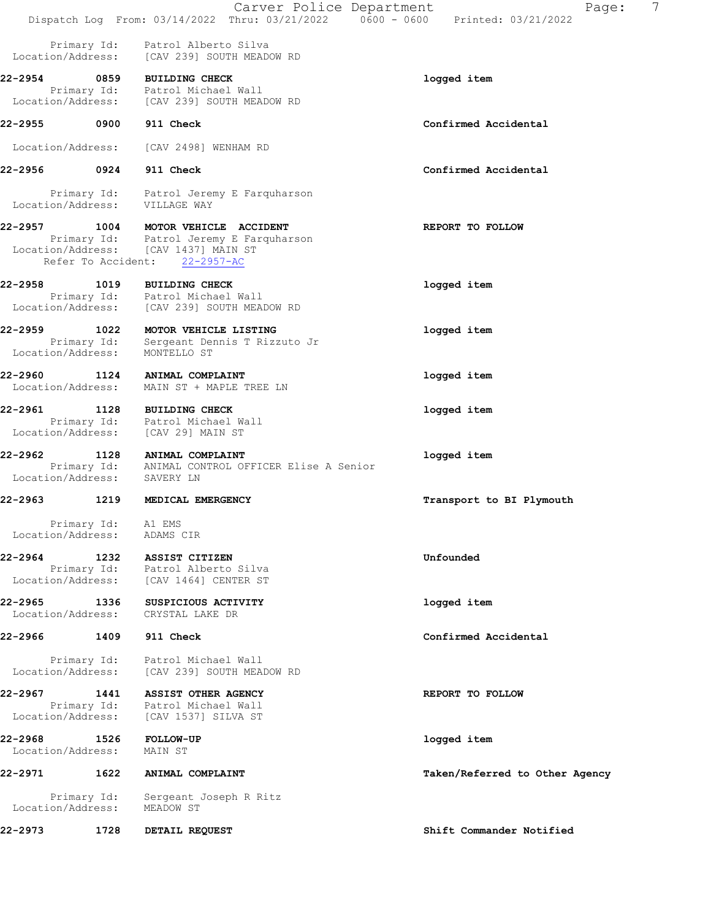Primary Id: Patrol Alberto Silva
Location/Address: [CAV 239] SOUTH MEADOW RD

**22-2954 0859 BUILDING CHECK** logged item
Primary Id: Patrol Michael Wall
Location/Address: [CAV 239] SOUTH MEADOW RD

**22-2955 0900 911 Check** Confirmed Accidental
Location/Address: [CAV 2498] WENHAM RD

**22-2956 0924 911 Check** Confirmed Accidental
Primary Id: Patrol Jeremy E Farquharson
Location/Address: VILLAGE WAY

**22-2957 1004 MOTOR VEHICLE ACCIDENT** REPORT TO FOLLOW
Primary Id: Patrol Jeremy E Farquharson
Location/Address: [CAV 1437] MAIN ST
Refer To Accident: 22-2957-AC

**22-2958 1019 BUILDING CHECK** logged item
Primary Id: Patrol Michael Wall
Location/Address: [CAV 239] SOUTH MEADOW RD

**22-2959 1022 MOTOR VEHICLE LISTING** logged item
Primary Id: Sergeant Dennis T Rizzuto Jr
Location/Address: MONTELLO ST

**22-2960 1124 ANIMAL COMPLAINT** logged item
Location/Address: MAIN ST + MAPLE TREE LN

**22-2961 1128 BUILDING CHECK** logged item
Primary Id: Patrol Michael Wall
Location/Address: [CAV 29] MAIN ST

**22-2962 1128 ANIMAL COMPLAINT** logged item
Primary Id: ANIMAL CONTROL OFFICER Elise A Senior
Location/Address: SAVERY LN

**22-2963 1219 MEDICAL EMERGENCY** Transport to BI Plymouth
Primary Id: A1 EMS
Location/Address: ADAMS CIR

**22-2964 1232 ASSIST CITIZEN** Unfounded
Primary Id: Patrol Alberto Silva
Location/Address: [CAV 1464] CENTER ST

**22-2965 1336 SUSPICIOUS ACTIVITY** logged item
Location/Address: CRYSTAL LAKE DR

**22-2966 1409 911 Check** Confirmed Accidental
Primary Id: Patrol Michael Wall
Location/Address: [CAV 239] SOUTH MEADOW RD

**22-2967 1441 ASSIST OTHER AGENCY** REPORT TO FOLLOW
Primary Id: Patrol Michael Wall
Location/Address: [CAV 1537] SILVA ST

**22-2968 1526 FOLLOW-UP** logged item
Location/Address: MAIN ST

**22-2971 1622 ANIMAL COMPLAINT** Taken/Referred to Other Agency
Primary Id: Sergeant Joseph R Ritz
Location/Address: MEADOW ST

**22-2973 1728 DETAIL REQUEST** Shift Commander Notified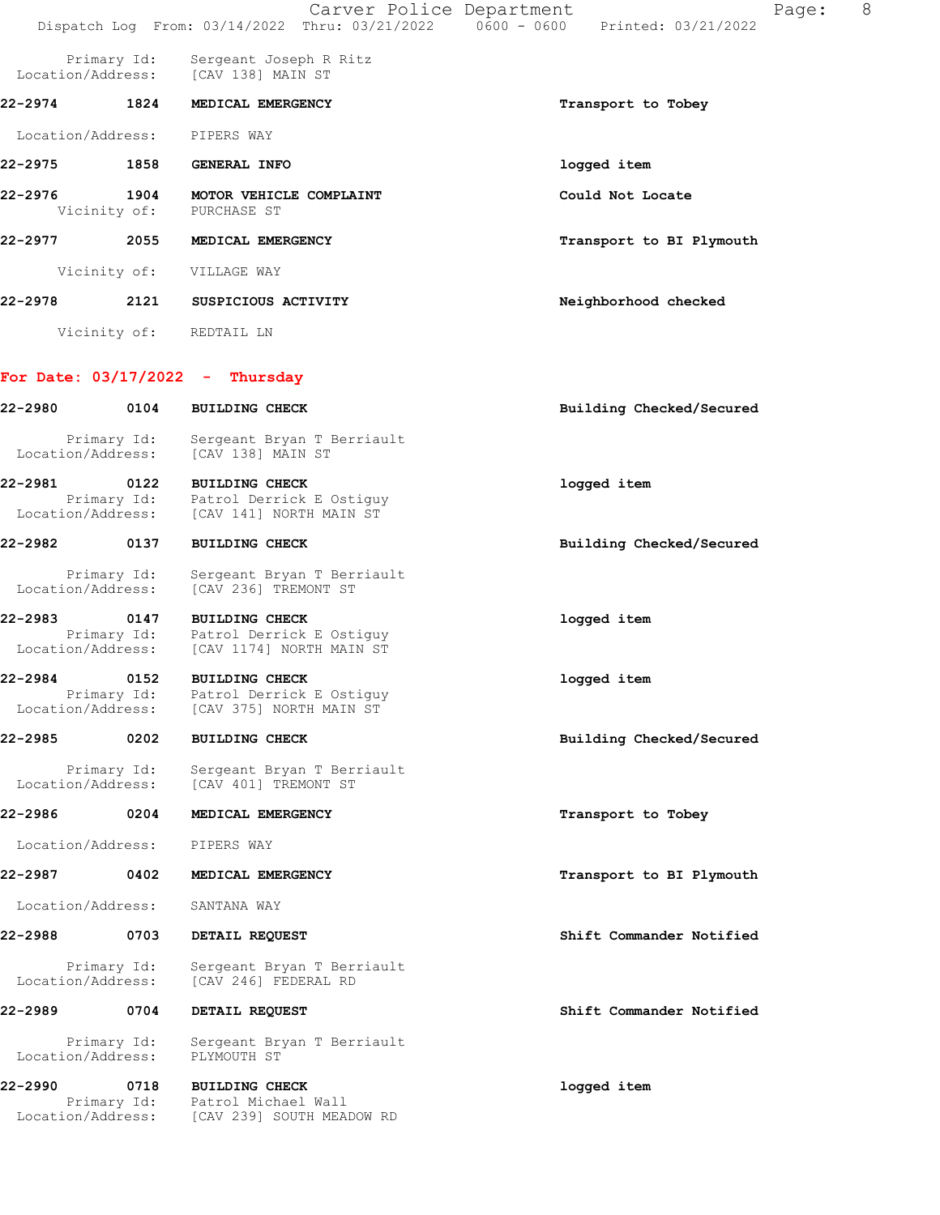Primary Id: Sergeant Joseph R Ritz
Location/Address: [CAV 138] MAIN ST

**22-2974 1824 MEDICAL EMERGENCY** — **Transport to Tobey**

Location/Address: PIPERS WAY

**22-2975 1858 GENERAL INFO** — **logged item**

**22-2976 1904 MOTOR VEHICLE COMPLAINT** — **Could Not Locate**
Vicinity of: PURCHASE ST

**22-2977 2055 MEDICAL EMERGENCY** — **Transport to BI Plymouth**

Vicinity of: VILLAGE WAY

**22-2978 2121 SUSPICIOUS ACTIVITY** — **Neighborhood checked**

Vicinity of: REDTAIL LN

## For Date: 03/17/2022 - Thursday

**22-2980 0104 BUILDING CHECK** — **Building Checked/Secured**

Primary Id: Sergeant Bryan T Berriault
Location/Address: [CAV 138] MAIN ST

**22-2981 0122 BUILDING CHECK** — **logged item**
Primary Id: Patrol Derrick E Ostiguy
Location/Address: [CAV 141] NORTH MAIN ST

**22-2982 0137 BUILDING CHECK** — **Building Checked/Secured**

Primary Id: Sergeant Bryan T Berriault
Location/Address: [CAV 236] TREMONT ST

**22-2983 0147 BUILDING CHECK** — **logged item**
Primary Id: Patrol Derrick E Ostiguy
Location/Address: [CAV 1174] NORTH MAIN ST

**22-2984 0152 BUILDING CHECK** — **logged item**
Primary Id: Patrol Derrick E Ostiguy
Location/Address: [CAV 375] NORTH MAIN ST

**22-2985 0202 BUILDING CHECK** — **Building Checked/Secured**

Primary Id: Sergeant Bryan T Berriault
Location/Address: [CAV 401] TREMONT ST

**22-2986 0204 MEDICAL EMERGENCY** — **Transport to Tobey**

Location/Address: PIPERS WAY

**22-2987 0402 MEDICAL EMERGENCY** — **Transport to BI Plymouth**

Location/Address: SANTANA WAY

**22-2988 0703 DETAIL REQUEST** — **Shift Commander Notified**

Primary Id: Sergeant Bryan T Berriault
Location/Address: [CAV 246] FEDERAL RD

**22-2989 0704 DETAIL REQUEST** — **Shift Commander Notified**

Primary Id: Sergeant Bryan T Berriault
Location/Address: PLYMOUTH ST

**22-2990 0718 BUILDING CHECK** — **logged item**
Primary Id: Patrol Michael Wall
Location/Address: [CAV 239] SOUTH MEADOW RD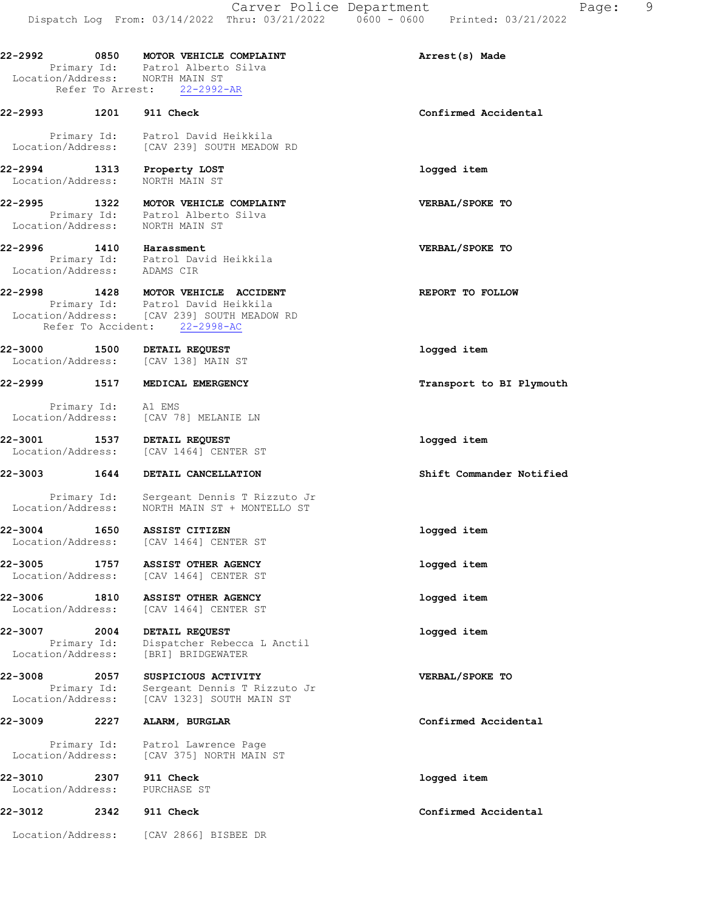22-2992 0850 **MOTOR VEHICLE COMPLAINT** **Arrest(s) Made**
Primary Id: Patrol Alberto Silva
Location/Address: NORTH MAIN ST
Refer To Arrest: 22-2992-AR

22-2993 1201 **911 Check** **Confirmed Accidental**
Primary Id: Patrol David Heikkila
Location/Address: [CAV 239] SOUTH MEADOW RD

22-2994 1313 **Property LOST** **logged item**
Location/Address: NORTH MAIN ST

22-2995 1322 **MOTOR VEHICLE COMPLAINT** **VERBAL/SPOKE TO**
Primary Id: Patrol Alberto Silva
Location/Address: NORTH MAIN ST

22-2996 1410 **Harassment** **VERBAL/SPOKE TO**
Primary Id: Patrol David Heikkila
Location/Address: ADAMS CIR

22-2998 1428 **MOTOR VEHICLE ACCIDENT** **REPORT TO FOLLOW**
Primary Id: Patrol David Heikkila
Location/Address: [CAV 239] SOUTH MEADOW RD
Refer To Accident: 22-2998-AC

22-3000 1500 **DETAIL REQUEST** **logged item**
Location/Address: [CAV 138] MAIN ST

22-2999 1517 **MEDICAL EMERGENCY** **Transport to BI Plymouth**
Primary Id: A1 EMS
Location/Address: [CAV 78] MELANIE LN

22-3001 1537 **DETAIL REQUEST** **logged item**
Location/Address: [CAV 1464] CENTER ST

22-3003 1644 **DETAIL CANCELLATION** **Shift Commander Notified**
Primary Id: Sergeant Dennis T Rizzuto Jr
Location/Address: NORTH MAIN ST + MONTELLO ST

22-3004 1650 **ASSIST CITIZEN** **logged item**
Location/Address: [CAV 1464] CENTER ST

22-3005 1757 **ASSIST OTHER AGENCY** **logged item**
Location/Address: [CAV 1464] CENTER ST

22-3006 1810 **ASSIST OTHER AGENCY** **logged item**
Location/Address: [CAV 1464] CENTER ST

22-3007 2004 **DETAIL REQUEST** **logged item**
Primary Id: Dispatcher Rebecca L Anctil
Location/Address: [BRI] BRIDGEWATER

22-3008 2057 **SUSPICIOUS ACTIVITY** **VERBAL/SPOKE TO**
Primary Id: Sergeant Dennis T Rizzuto Jr
Location/Address: [CAV 1323] SOUTH MAIN ST

22-3009 2227 **ALARM, BURGLAR** **Confirmed Accidental**
Primary Id: Patrol Lawrence Page
Location/Address: [CAV 375] NORTH MAIN ST

22-3010 2307 **911 Check** **logged item**
Location/Address: PURCHASE ST

22-3012 2342 **911 Check** **Confirmed Accidental**
Location/Address: [CAV 2866] BISBEE DR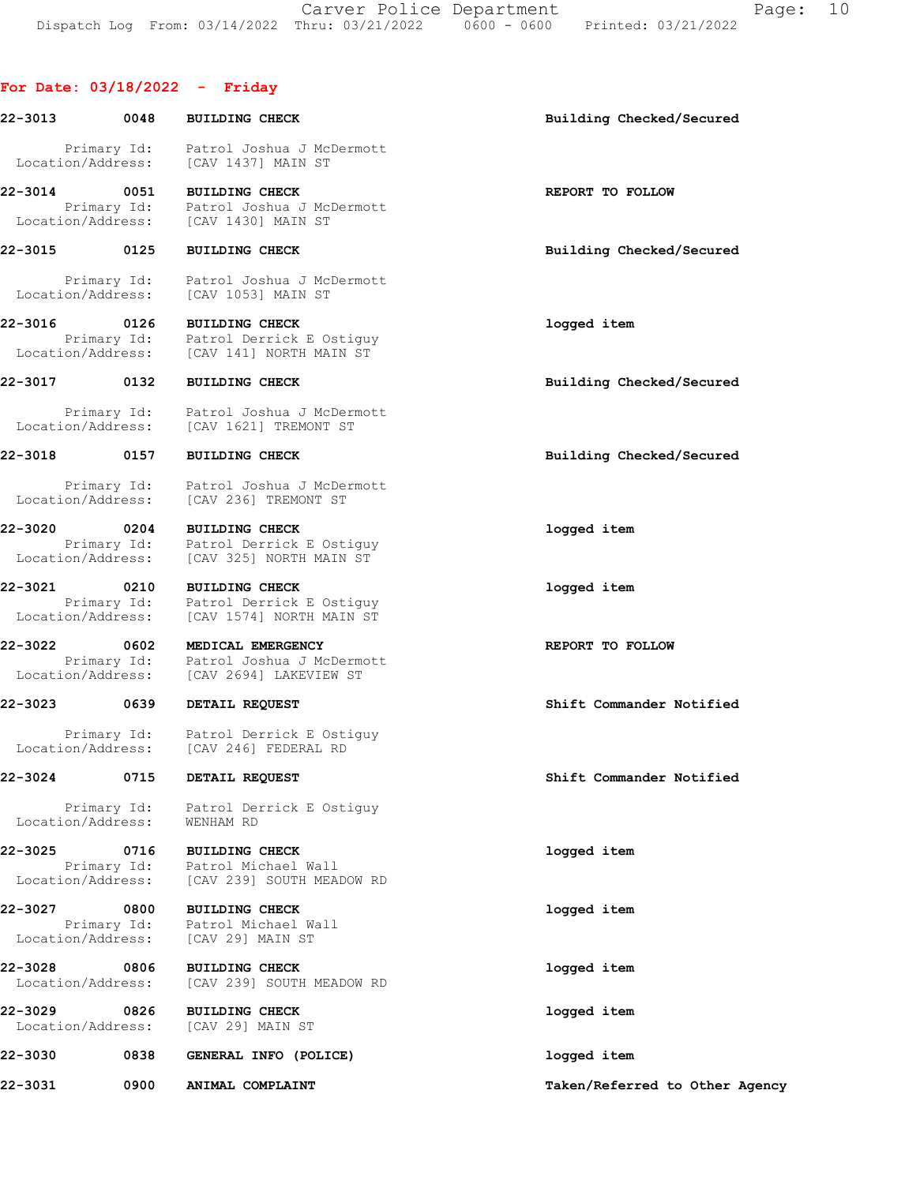## For Date: 03/18/2022 - Friday

| Call # | Time | Call Type | Disposition |
|---|---|---|---|
| 22-3013 | 0048 | BUILDING CHECK | Building Checked/Secured |
| | | Primary Id: Patrol Joshua J McDermott | |
| | | Location/Address: [CAV 1437] MAIN ST | |
| 22-3014 | 0051 | BUILDING CHECK | REPORT TO FOLLOW |
| | | Primary Id: Patrol Joshua J McDermott | |
| | | Location/Address: [CAV 1430] MAIN ST | |
| 22-3015 | 0125 | BUILDING CHECK | Building Checked/Secured |
| | | Primary Id: Patrol Joshua J McDermott | |
| | | Location/Address: [CAV 1053] MAIN ST | |
| 22-3016 | 0126 | BUILDING CHECK | logged item |
| | | Primary Id: Patrol Derrick E Ostiguy | |
| | | Location/Address: [CAV 141] NORTH MAIN ST | |
| 22-3017 | 0132 | BUILDING CHECK | Building Checked/Secured |
| | | Primary Id: Patrol Joshua J McDermott | |
| | | Location/Address: [CAV 1621] TREMONT ST | |
| 22-3018 | 0157 | BUILDING CHECK | Building Checked/Secured |
| | | Primary Id: Patrol Joshua J McDermott | |
| | | Location/Address: [CAV 236] TREMONT ST | |
| 22-3020 | 0204 | BUILDING CHECK | logged item |
| | | Primary Id: Patrol Derrick E Ostiguy | |
| | | Location/Address: [CAV 325] NORTH MAIN ST | |
| 22-3021 | 0210 | BUILDING CHECK | logged item |
| | | Primary Id: Patrol Derrick E Ostiguy | |
| | | Location/Address: [CAV 1574] NORTH MAIN ST | |
| 22-3022 | 0602 | MEDICAL EMERGENCY | REPORT TO FOLLOW |
| | | Primary Id: Patrol Joshua J McDermott | |
| | | Location/Address: [CAV 2694] LAKEVIEW ST | |
| 22-3023 | 0639 | DETAIL REQUEST | Shift Commander Notified |
| | | Primary Id: Patrol Derrick E Ostiguy | |
| | | Location/Address: [CAV 246] FEDERAL RD | |
| 22-3024 | 0715 | DETAIL REQUEST | Shift Commander Notified |
| | | Primary Id: Patrol Derrick E Ostiguy | |
| | | Location/Address: WENHAM RD | |
| 22-3025 | 0716 | BUILDING CHECK | logged item |
| | | Primary Id: Patrol Michael Wall | |
| | | Location/Address: [CAV 239] SOUTH MEADOW RD | |
| 22-3027 | 0800 | BUILDING CHECK | logged item |
| | | Primary Id: Patrol Michael Wall | |
| | | Location/Address: [CAV 29] MAIN ST | |
| 22-3028 | 0806 | BUILDING CHECK | logged item |
| | | Location/Address: [CAV 239] SOUTH MEADOW RD | |
| 22-3029 | 0826 | BUILDING CHECK | logged item |
| | | Location/Address: [CAV 29] MAIN ST | |
| 22-3030 | 0838 | GENERAL INFO (POLICE) | logged item |
| 22-3031 | 0900 | ANIMAL COMPLAINT | Taken/Referred to Other Agency |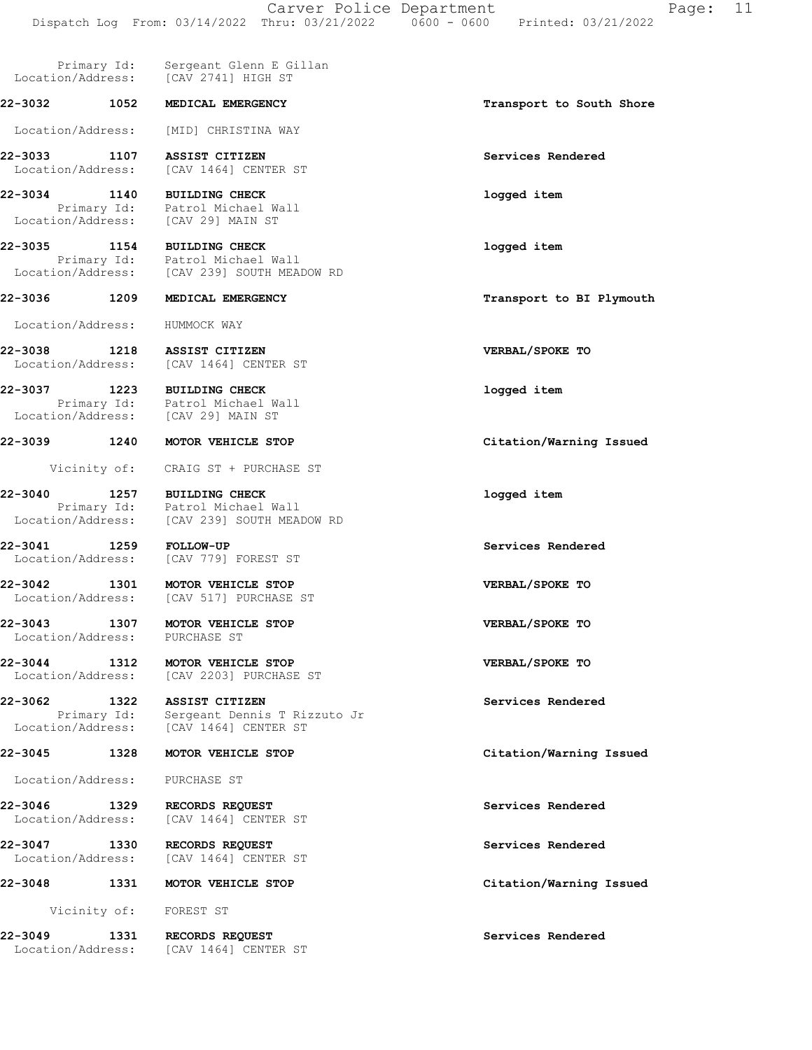Primary Id: Sergeant Glenn E Gillan
Location/Address: [CAV 2741] HIGH ST

**22-3032 1052 MEDICAL EMERGENCY** — Transport to South Shore
Location/Address: [MID] CHRISTINA WAY

**22-3033 1107 ASSIST CITIZEN** — Services Rendered
Location/Address: [CAV 1464] CENTER ST

**22-3034 1140 BUILDING CHECK** — logged item
Primary Id: Patrol Michael Wall
Location/Address: [CAV 29] MAIN ST

**22-3035 1154 BUILDING CHECK** — logged item
Primary Id: Patrol Michael Wall
Location/Address: [CAV 239] SOUTH MEADOW RD

**22-3036 1209 MEDICAL EMERGENCY** — Transport to BI Plymouth
Location/Address: HUMMOCK WAY

**22-3038 1218 ASSIST CITIZEN** — VERBAL/SPOKE TO
Location/Address: [CAV 1464] CENTER ST

**22-3037 1223 BUILDING CHECK** — logged item
Primary Id: Patrol Michael Wall
Location/Address: [CAV 29] MAIN ST

**22-3039 1240 MOTOR VEHICLE STOP** — Citation/Warning Issued
Vicinity of: CRAIG ST + PURCHASE ST

**22-3040 1257 BUILDING CHECK** — logged item
Primary Id: Patrol Michael Wall
Location/Address: [CAV 239] SOUTH MEADOW RD

**22-3041 1259 FOLLOW-UP** — Services Rendered
Location/Address: [CAV 779] FOREST ST

**22-3042 1301 MOTOR VEHICLE STOP** — VERBAL/SPOKE TO
Location/Address: [CAV 517] PURCHASE ST

**22-3043 1307 MOTOR VEHICLE STOP** — VERBAL/SPOKE TO
Location/Address: PURCHASE ST

**22-3044 1312 MOTOR VEHICLE STOP** — VERBAL/SPOKE TO
Location/Address: [CAV 2203] PURCHASE ST

**22-3062 1322 ASSIST CITIZEN** — Services Rendered
Primary Id: Sergeant Dennis T Rizzuto Jr
Location/Address: [CAV 1464] CENTER ST

**22-3045 1328 MOTOR VEHICLE STOP** — Citation/Warning Issued
Location/Address: PURCHASE ST

**22-3046 1329 RECORDS REQUEST** — Services Rendered
Location/Address: [CAV 1464] CENTER ST

**22-3047 1330 RECORDS REQUEST** — Services Rendered
Location/Address: [CAV 1464] CENTER ST

**22-3048 1331 MOTOR VEHICLE STOP** — Citation/Warning Issued
Vicinity of: FOREST ST

**22-3049 1331 RECORDS REQUEST** — Services Rendered
Location/Address: [CAV 1464] CENTER ST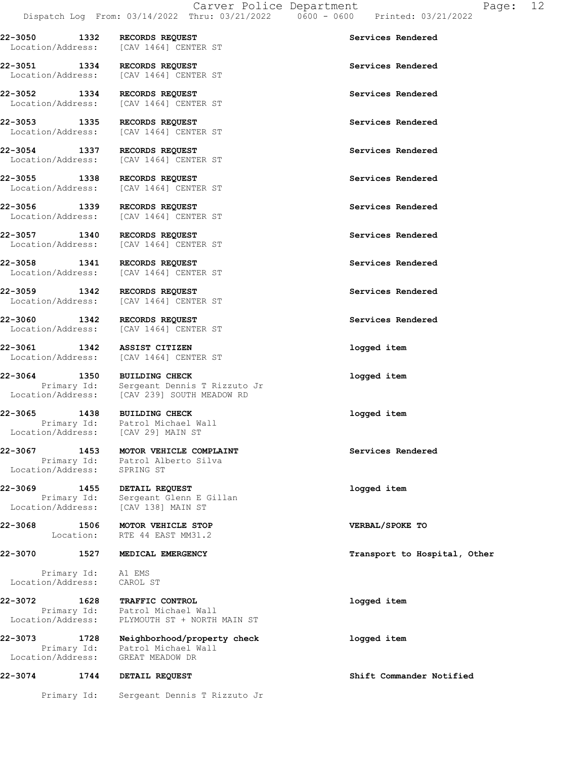22-3050 1332 **RECORDS REQUEST** — Services Rendered
Location/Address: [CAV 1464] CENTER ST

22-3051 1334 **RECORDS REQUEST** — Services Rendered
Location/Address: [CAV 1464] CENTER ST

22-3052 1334 **RECORDS REQUEST** — Services Rendered
Location/Address: [CAV 1464] CENTER ST

22-3053 1335 **RECORDS REQUEST** — Services Rendered
Location/Address: [CAV 1464] CENTER ST

22-3054 1337 **RECORDS REQUEST** — Services Rendered
Location/Address: [CAV 1464] CENTER ST

22-3055 1338 **RECORDS REQUEST** — Services Rendered
Location/Address: [CAV 1464] CENTER ST

22-3056 1339 **RECORDS REQUEST** — Services Rendered
Location/Address: [CAV 1464] CENTER ST

22-3057 1340 **RECORDS REQUEST** — Services Rendered
Location/Address: [CAV 1464] CENTER ST

22-3058 1341 **RECORDS REQUEST** — Services Rendered
Location/Address: [CAV 1464] CENTER ST

22-3059 1342 **RECORDS REQUEST** — Services Rendered
Location/Address: [CAV 1464] CENTER ST

22-3060 1342 **RECORDS REQUEST** — Services Rendered
Location/Address: [CAV 1464] CENTER ST

22-3061 1342 **ASSIST CITIZEN** — logged item
Location/Address: [CAV 1464] CENTER ST

22-3064 1350 **BUILDING CHECK** — logged item
Primary Id: Sergeant Dennis T Rizzuto Jr
Location/Address: [CAV 239] SOUTH MEADOW RD

22-3065 1438 **BUILDING CHECK** — logged item
Primary Id: Patrol Michael Wall
Location/Address: [CAV 29] MAIN ST

22-3067 1453 **MOTOR VEHICLE COMPLAINT** — Services Rendered
Primary Id: Patrol Alberto Silva
Location/Address: SPRING ST

22-3069 1455 **DETAIL REQUEST** — logged item
Primary Id: Sergeant Glenn E Gillan
Location/Address: [CAV 138] MAIN ST

22-3068 1506 **MOTOR VEHICLE STOP** — VERBAL/SPOKE TO
Location: RTE 44 EAST MM31.2

22-3070 1527 **MEDICAL EMERGENCY** — Transport to Hospital, Other
Primary Id: A1 EMS
Location/Address: CAROL ST

22-3072 1628 **TRAFFIC CONTROL** — logged item
Primary Id: Patrol Michael Wall
Location/Address: PLYMOUTH ST + NORTH MAIN ST

22-3073 1728 **Neighborhood/property check** — logged item
Primary Id: Patrol Michael Wall
Location/Address: GREAT MEADOW DR

22-3074 1744 **DETAIL REQUEST** — Shift Commander Notified
Primary Id: Sergeant Dennis T Rizzuto Jr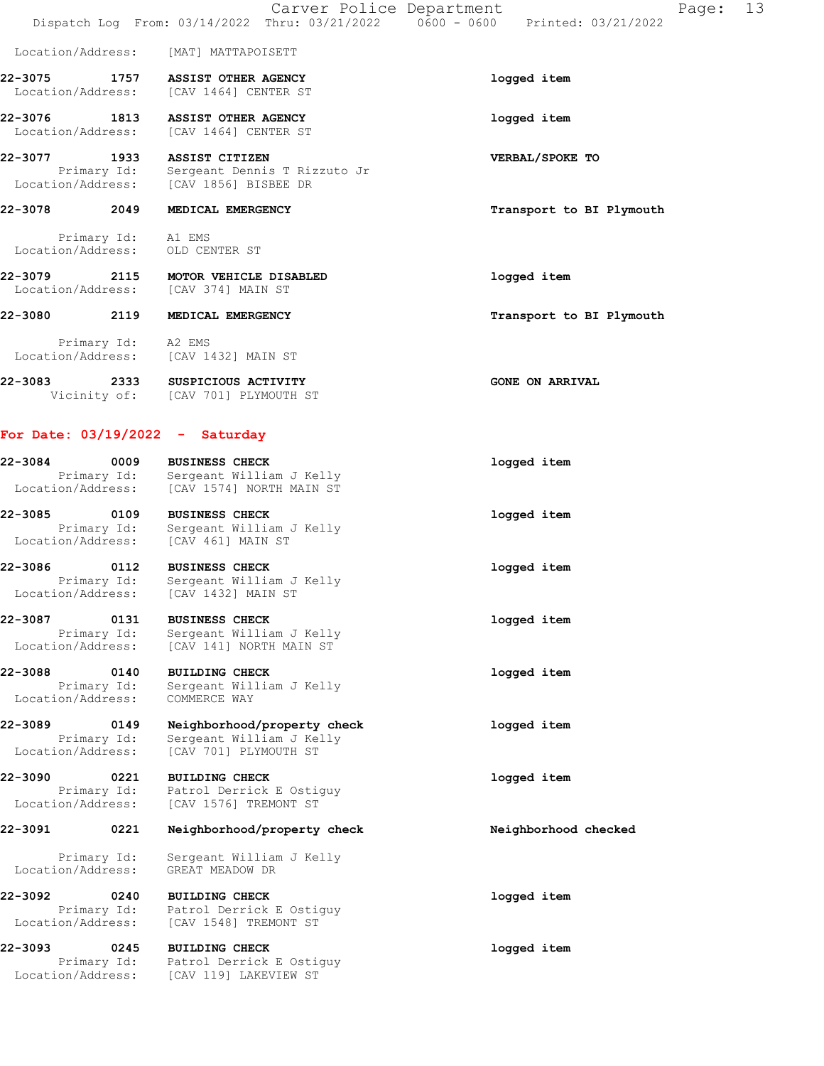Location/Address: [MAT] MATTAPOISETT

**22-3075 1757 ASSIST OTHER AGENCY** — logged item
Location/Address: [CAV 1464] CENTER ST

**22-3076 1813 ASSIST OTHER AGENCY** — logged item
Location/Address: [CAV 1464] CENTER ST

**22-3077 1933 ASSIST CITIZEN** — VERBAL/SPOKE TO
Primary Id: Sergeant Dennis T Rizzuto Jr
Location/Address: [CAV 1856] BISBEE DR

**22-3078 2049 MEDICAL EMERGENCY** — Transport to BI Plymouth
Primary Id: A1 EMS
Location/Address: OLD CENTER ST

**22-3079 2115 MOTOR VEHICLE DISABLED** — logged item
Location/Address: [CAV 374] MAIN ST

**22-3080 2119 MEDICAL EMERGENCY** — Transport to BI Plymouth
Primary Id: A2 EMS
Location/Address: [CAV 1432] MAIN ST

**22-3083 2333 SUSPICIOUS ACTIVITY** — GONE ON ARRIVAL
Vicinity of: [CAV 701] PLYMOUTH ST

## For Date: 03/19/2022 - Saturday

**22-3084 0009 BUSINESS CHECK** — logged item
Primary Id: Sergeant William J Kelly
Location/Address: [CAV 1574] NORTH MAIN ST

**22-3085 0109 BUSINESS CHECK** — logged item
Primary Id: Sergeant William J Kelly
Location/Address: [CAV 461] MAIN ST

**22-3086 0112 BUSINESS CHECK** — logged item
Primary Id: Sergeant William J Kelly
Location/Address: [CAV 1432] MAIN ST

**22-3087 0131 BUSINESS CHECK** — logged item
Primary Id: Sergeant William J Kelly
Location/Address: [CAV 141] NORTH MAIN ST

**22-3088 0140 BUILDING CHECK** — logged item
Primary Id: Sergeant William J Kelly
Location/Address: COMMERCE WAY

**22-3089 0149 Neighborhood/property check** — logged item
Primary Id: Sergeant William J Kelly
Location/Address: [CAV 701] PLYMOUTH ST

**22-3090 0221 BUILDING CHECK** — logged item
Primary Id: Patrol Derrick E Ostiguy
Location/Address: [CAV 1576] TREMONT ST

**22-3091 0221 Neighborhood/property check** — Neighborhood checked
Primary Id: Sergeant William J Kelly
Location/Address: GREAT MEADOW DR

**22-3092 0240 BUILDING CHECK** — logged item
Primary Id: Patrol Derrick E Ostiguy
Location/Address: [CAV 1548] TREMONT ST

**22-3093 0245 BUILDING CHECK** — logged item
Primary Id: Patrol Derrick E Ostiguy
Location/Address: [CAV 119] LAKEVIEW ST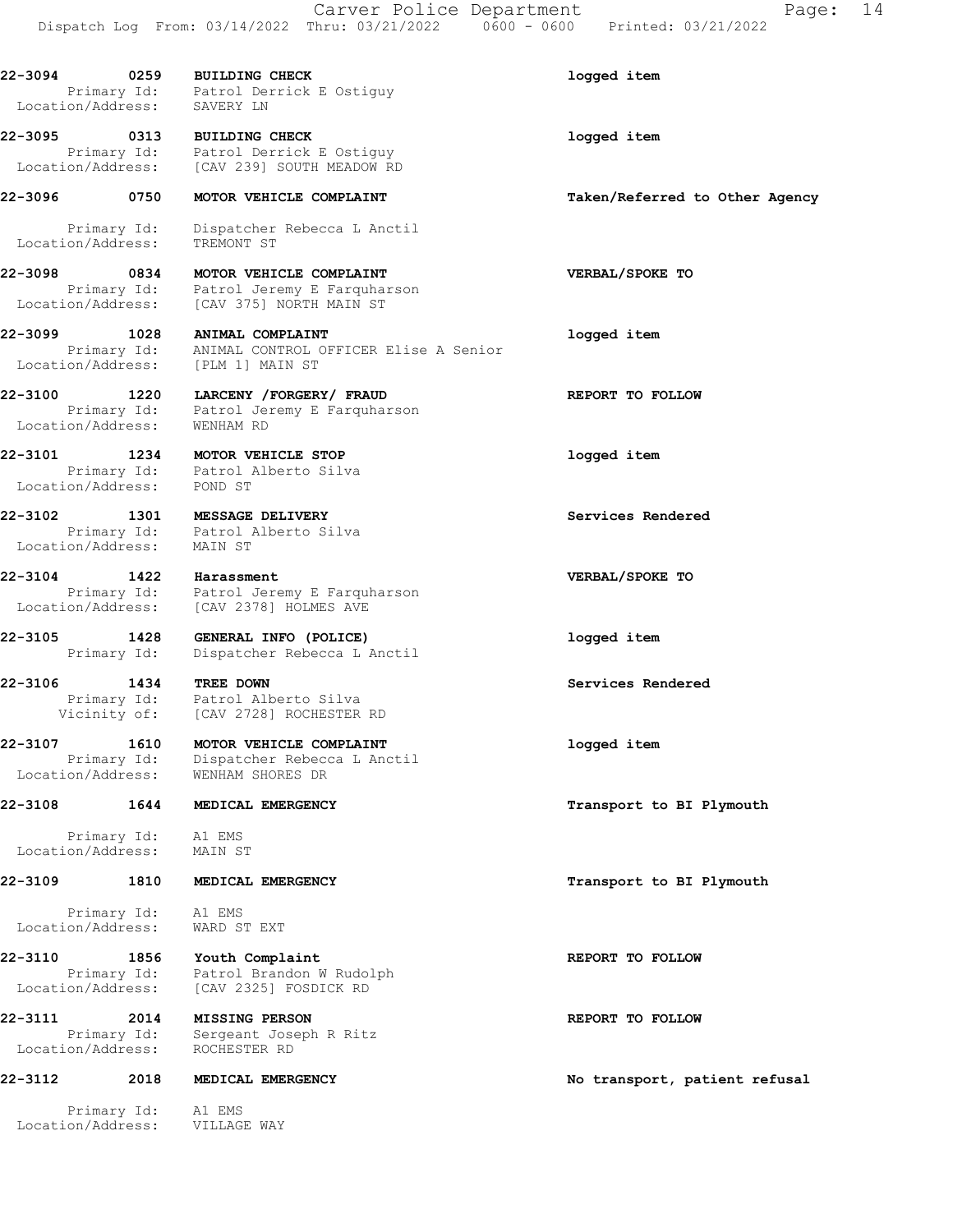**22-3094 0259 BUILDING CHECK** — logged item
Primary Id: Patrol Derrick E Ostiguy
Location/Address: SAVERY LN

**22-3095 0313 BUILDING CHECK** — logged item
Primary Id: Patrol Derrick E Ostiguy
Location/Address: [CAV 239] SOUTH MEADOW RD

**22-3096 0750 MOTOR VEHICLE COMPLAINT** — Taken/Referred to Other Agency
Primary Id: Dispatcher Rebecca L Anctil
Location/Address: TREMONT ST

**22-3098 0834 MOTOR VEHICLE COMPLAINT** — VERBAL/SPOKE TO
Primary Id: Patrol Jeremy E Farquharson
Location/Address: [CAV 375] NORTH MAIN ST

**22-3099 1028 ANIMAL COMPLAINT** — logged item
Primary Id: ANIMAL CONTROL OFFICER Elise A Senior
Location/Address: [PLM 1] MAIN ST

**22-3100 1220 LARCENY /FORGERY/ FRAUD** — REPORT TO FOLLOW
Primary Id: Patrol Jeremy E Farquharson
Location/Address: WENHAM RD

**22-3101 1234 MOTOR VEHICLE STOP** — logged item
Primary Id: Patrol Alberto Silva
Location/Address: POND ST

**22-3102 1301 MESSAGE DELIVERY** — Services Rendered
Primary Id: Patrol Alberto Silva
Location/Address: MAIN ST

**22-3104 1422 Harassment** — VERBAL/SPOKE TO
Primary Id: Patrol Jeremy E Farquharson
Location/Address: [CAV 2378] HOLMES AVE

**22-3105 1428 GENERAL INFO (POLICE)** — logged item
Primary Id: Dispatcher Rebecca L Anctil

**22-3106 1434 TREE DOWN** — Services Rendered
Primary Id: Patrol Alberto Silva
Vicinity of: [CAV 2728] ROCHESTER RD

**22-3107 1610 MOTOR VEHICLE COMPLAINT** — logged item
Primary Id: Dispatcher Rebecca L Anctil
Location/Address: WENHAM SHORES DR

**22-3108 1644 MEDICAL EMERGENCY** — Transport to BI Plymouth
Primary Id: A1 EMS
Location/Address: MAIN ST

**22-3109 1810 MEDICAL EMERGENCY** — Transport to BI Plymouth
Primary Id: A1 EMS
Location/Address: WARD ST EXT

**22-3110 1856 Youth Complaint** — REPORT TO FOLLOW
Primary Id: Patrol Brandon W Rudolph
Location/Address: [CAV 2325] FOSDICK RD

**22-3111 2014 MISSING PERSON** — REPORT TO FOLLOW
Primary Id: Sergeant Joseph R Ritz
Location/Address: ROCHESTER RD

**22-3112 2018 MEDICAL EMERGENCY** — No transport, patient refusal
Primary Id: A1 EMS
Location/Address: VILLAGE WAY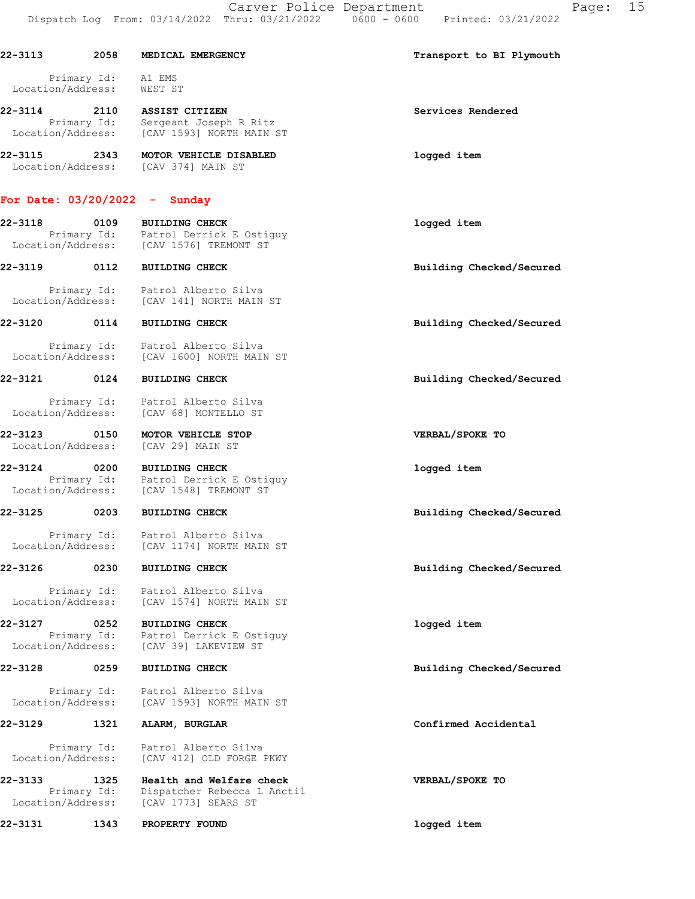**22-3113** 2058 **MEDICAL EMERGENCY** — Transport to BI Plymouth

Primary Id: A1 EMS
Location/Address: WEST ST

**22-3114** 2110 **ASSIST CITIZEN** — Services Rendered

Primary Id: Sergeant Joseph R Ritz
Location/Address: [CAV 1593] NORTH MAIN ST

**22-3115** 2343 **MOTOR VEHICLE DISABLED** — logged item

Location/Address: [CAV 374] MAIN ST

## For Date: 03/20/2022 - Sunday

**22-3118** 0109 **BUILDING CHECK** — logged item

Primary Id: Patrol Derrick E Ostiguy
Location/Address: [CAV 1576] TREMONT ST

**22-3119** 0112 **BUILDING CHECK** — Building Checked/Secured

Primary Id: Patrol Alberto Silva
Location/Address: [CAV 141] NORTH MAIN ST

**22-3120** 0114 **BUILDING CHECK** — Building Checked/Secured

Primary Id: Patrol Alberto Silva
Location/Address: [CAV 1600] NORTH MAIN ST

**22-3121** 0124 **BUILDING CHECK** — Building Checked/Secured

Primary Id: Patrol Alberto Silva
Location/Address: [CAV 68] MONTELLO ST

**22-3123** 0150 **MOTOR VEHICLE STOP** — VERBAL/SPOKE TO

Location/Address: [CAV 29] MAIN ST

**22-3124** 0200 **BUILDING CHECK** — logged item

Primary Id: Patrol Derrick E Ostiguy
Location/Address: [CAV 1548] TREMONT ST

**22-3125** 0203 **BUILDING CHECK** — Building Checked/Secured

Primary Id: Patrol Alberto Silva
Location/Address: [CAV 1174] NORTH MAIN ST

**22-3126** 0230 **BUILDING CHECK** — Building Checked/Secured

Primary Id: Patrol Alberto Silva
Location/Address: [CAV 1574] NORTH MAIN ST

**22-3127** 0252 **BUILDING CHECK** — logged item

Primary Id: Patrol Derrick E Ostiguy
Location/Address: [CAV 39] LAKEVIEW ST

**22-3128** 0259 **BUILDING CHECK** — Building Checked/Secured

Primary Id: Patrol Alberto Silva
Location/Address: [CAV 1593] NORTH MAIN ST

**22-3129** 1321 **ALARM, BURGLAR** — Confirmed Accidental

Primary Id: Patrol Alberto Silva
Location/Address: [CAV 412] OLD FORGE PKWY

**22-3133** 1325 **Health and Welfare check** — VERBAL/SPOKE TO

Primary Id: Dispatcher Rebecca L Anctil
Location/Address: [CAV 1773] SEARS ST

**22-3131** 1343 **PROPERTY FOUND** — logged item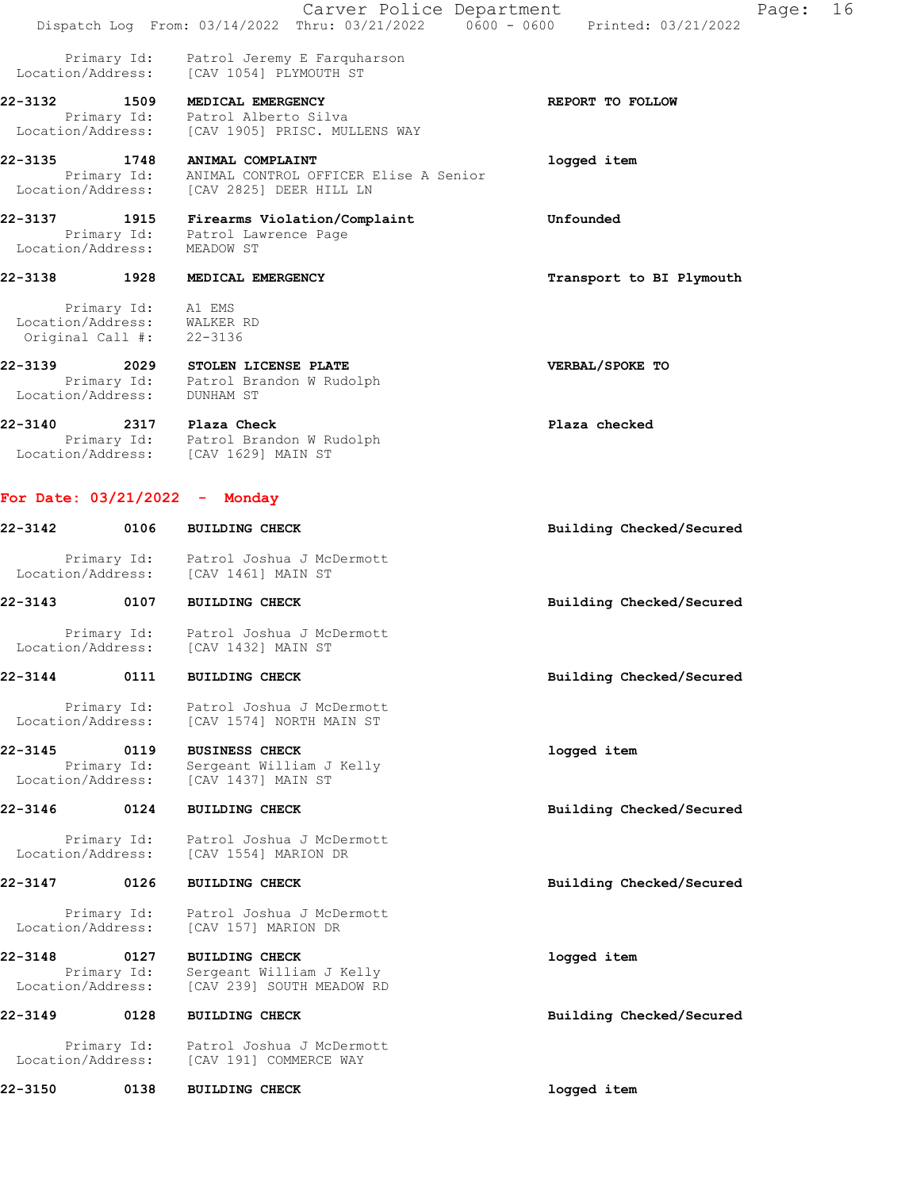Primary Id: Patrol Jeremy E Farquharson
Location/Address: [CAV 1054] PLYMOUTH ST

**22-3132** 1509 **MEDICAL EMERGENCY** **REPORT TO FOLLOW**
Primary Id: Patrol Alberto Silva
Location/Address: [CAV 1905] PRISC. MULLENS WAY

**22-3135** 1748 **ANIMAL COMPLAINT** logged item
Primary Id: ANIMAL CONTROL OFFICER Elise A Senior
Location/Address: [CAV 2825] DEER HILL LN

**22-3137** 1915 **Firearms Violation/Complaint** Unfounded
Primary Id: Patrol Lawrence Page
Location/Address: MEADOW ST

**22-3138** 1928 **MEDICAL EMERGENCY** **Transport to BI Plymouth**
Primary Id: A1 EMS
Location/Address: WALKER RD
Original Call #: 22-3136

**22-3139** 2029 **STOLEN LICENSE PLATE** **VERBAL/SPOKE TO**
Primary Id: Patrol Brandon W Rudolph
Location/Address: DUNHAM ST

**22-3140** 2317 **Plaza Check** **Plaza checked**
Primary Id: Patrol Brandon W Rudolph
Location/Address: [CAV 1629] MAIN ST

## For Date: 03/21/2022 - Monday

**22-3142** 0106 **BUILDING CHECK** **Building Checked/Secured**
Primary Id: Patrol Joshua J McDermott
Location/Address: [CAV 1461] MAIN ST

**22-3143** 0107 **BUILDING CHECK** **Building Checked/Secured**
Primary Id: Patrol Joshua J McDermott
Location/Address: [CAV 1432] MAIN ST

**22-3144** 0111 **BUILDING CHECK** **Building Checked/Secured**
Primary Id: Patrol Joshua J McDermott
Location/Address: [CAV 1574] NORTH MAIN ST

**22-3145** 0119 **BUSINESS CHECK** logged item
Primary Id: Sergeant William J Kelly
Location/Address: [CAV 1437] MAIN ST

**22-3146** 0124 **BUILDING CHECK** **Building Checked/Secured**
Primary Id: Patrol Joshua J McDermott
Location/Address: [CAV 1554] MARION DR

**22-3147** 0126 **BUILDING CHECK** **Building Checked/Secured**
Primary Id: Patrol Joshua J McDermott
Location/Address: [CAV 157] MARION DR

**22-3148** 0127 **BUILDING CHECK** logged item
Primary Id: Sergeant William J Kelly
Location/Address: [CAV 239] SOUTH MEADOW RD

**22-3149** 0128 **BUILDING CHECK** **Building Checked/Secured**
Primary Id: Patrol Joshua J McDermott
Location/Address: [CAV 191] COMMERCE WAY

**22-3150** 0138 **BUILDING CHECK** logged item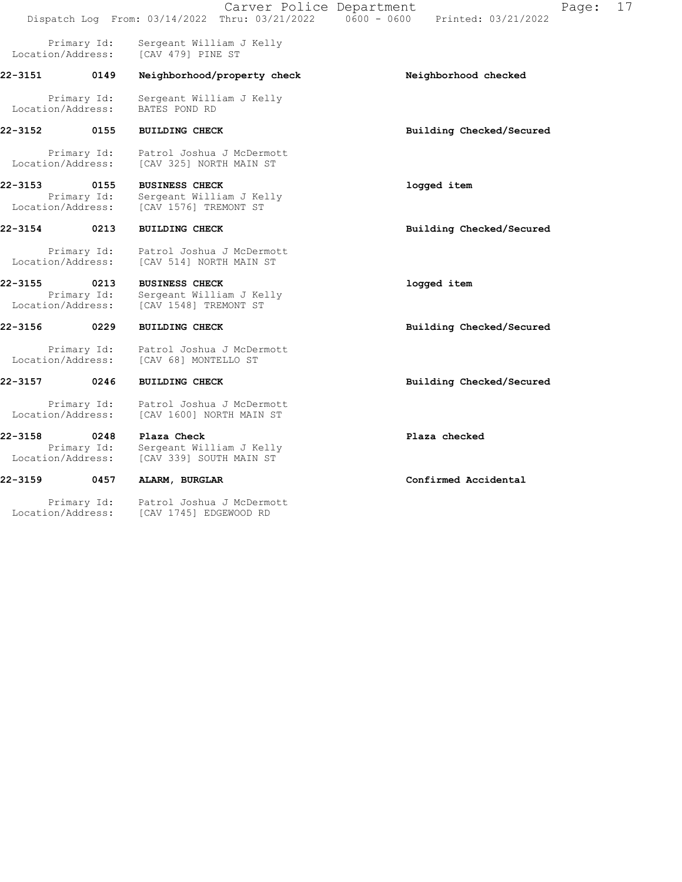Primary Id: Sergeant William J Kelly
Location/Address: [CAV 479] PINE ST

**22-3151 0149 Neighborhood/property check** **Neighborhood checked**

Primary Id: Sergeant William J Kelly
Location/Address: BATES POND RD

**22-3152 0155 BUILDING CHECK** **Building Checked/Secured**

Primary Id: Patrol Joshua J McDermott
Location/Address: [CAV 325] NORTH MAIN ST

**22-3153 0155 BUSINESS CHECK** **logged item**

Primary Id: Sergeant William J Kelly
Location/Address: [CAV 1576] TREMONT ST

**22-3154 0213 BUILDING CHECK** **Building Checked/Secured**

Primary Id: Patrol Joshua J McDermott
Location/Address: [CAV 514] NORTH MAIN ST

**22-3155 0213 BUSINESS CHECK** **logged item**

Primary Id: Sergeant William J Kelly
Location/Address: [CAV 1548] TREMONT ST

**22-3156 0229 BUILDING CHECK** **Building Checked/Secured**

Primary Id: Patrol Joshua J McDermott
Location/Address: [CAV 68] MONTELLO ST

**22-3157 0246 BUILDING CHECK** **Building Checked/Secured**

Primary Id: Patrol Joshua J McDermott
Location/Address: [CAV 1600] NORTH MAIN ST

**22-3158 0248 Plaza Check** **Plaza checked**

Primary Id: Sergeant William J Kelly
Location/Address: [CAV 339] SOUTH MAIN ST

**22-3159 0457 ALARM, BURGLAR** **Confirmed Accidental**

Primary Id: Patrol Joshua J McDermott
Location/Address: [CAV 1745] EDGEWOOD RD